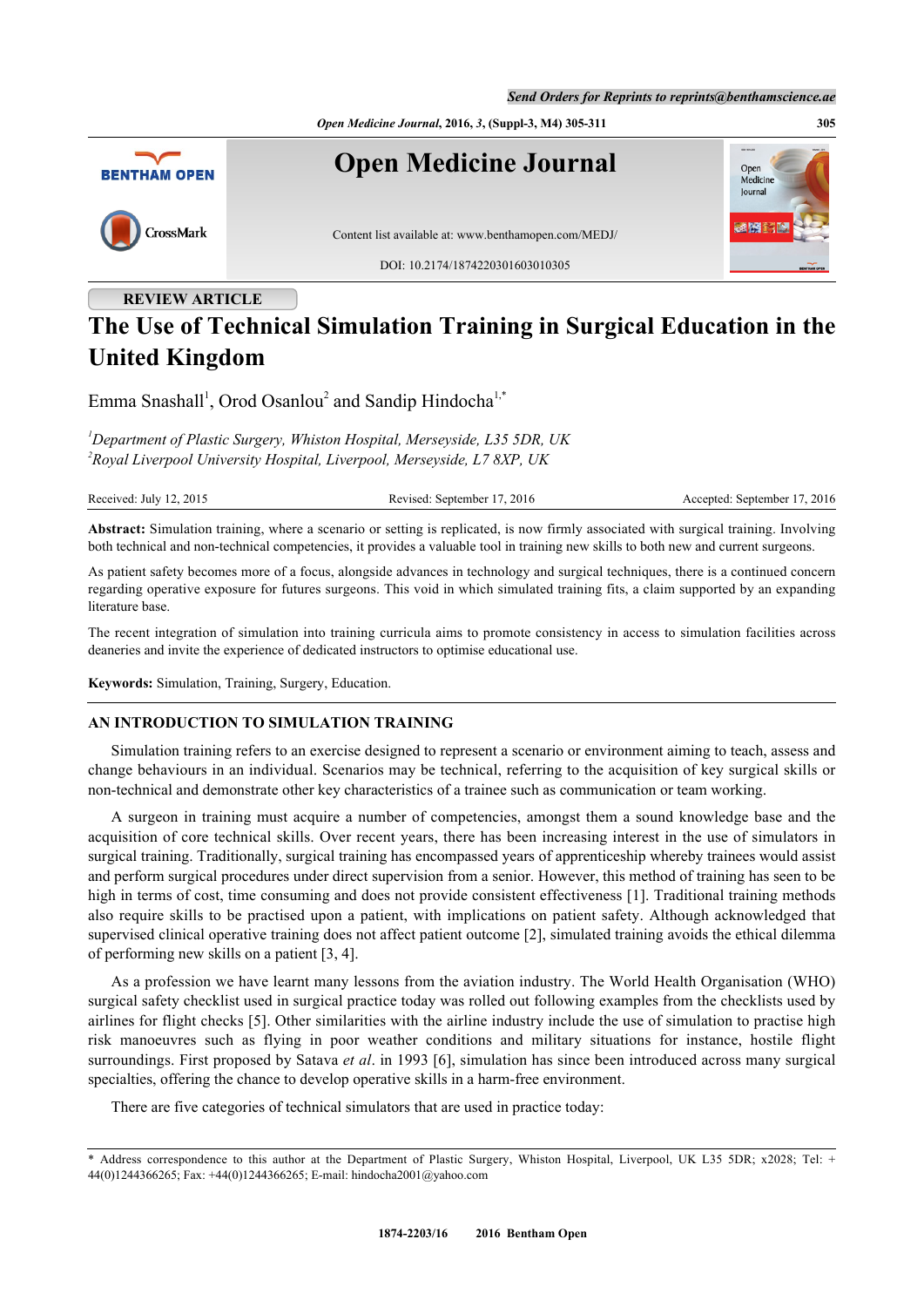REVIEW ARTICLE

# The Use of Technical Simulation Training in Surgical Education in the United Kingdom

Emma Snashall[1], Orod Osanlou[2] and Sandip Hindocha[1,*]

[1]*Department of Plastic Surgery, Whiston Hospital, Merseyside, L35 5DR, UK*
[2]*Royal Liverpool University Hospital, Liverpool, Merseyside, L7 8XP, UK*

Received: July 12, 2015 | Revised: September 17, 2016 | Accepted: September 17, 2016

**Abstract:** Simulation training, where a scenario or setting is replicated, is now firmly associated with surgical training. Involving both technical and non-technical competencies, it provides a valuable tool in training new skills to both new and current surgeons.

As patient safety becomes more of a focus, alongside advances in technology and surgical techniques, there is a continued concern regarding operative exposure for futures surgeons. This void in which simulated training fits, a claim supported by an expanding literature base.

The recent integration of simulation into training curricula aims to promote consistency in access to simulation facilities across deaneries and invite the experience of dedicated instructors to optimise educational use.

**Keywords:** Simulation, Training, Surgery, Education.

## AN INTRODUCTION TO SIMULATION TRAINING

Simulation training refers to an exercise designed to represent a scenario or environment aiming to teach, assess and change behaviours in an individual. Scenarios may be technical, referring to the acquisition of key surgical skills or non-technical and demonstrate other key characteristics of a trainee such as communication or team working.

A surgeon in training must acquire a number of competencies, amongst them a sound knowledge base and the acquisition of core technical skills. Over recent years, there has been increasing interest in the use of simulators in surgical training. Traditionally, surgical training has encompassed years of apprenticeship whereby trainees would assist and perform surgical procedures under direct supervision from a senior. However, this method of training has seen to be high in terms of cost, time consuming and does not provide consistent effectiveness [1]. Traditional training methods also require skills to be practised upon a patient, with implications on patient safety. Although acknowledged that supervised clinical operative training does not affect patient outcome [2], simulated training avoids the ethical dilemma of performing new skills on a patient [3, 4].

As a profession we have learnt many lessons from the aviation industry. The World Health Organisation (WHO) surgical safety checklist used in surgical practice today was rolled out following examples from the checklists used by airlines for flight checks [5]. Other similarities with the airline industry include the use of simulation to practise high risk manoeuvres such as flying in poor weather conditions and military situations for instance, hostile flight surroundings. First proposed by Satava *et al*. in 1993 [6], simulation has since been introduced across many surgical specialties, offering the chance to develop operative skills in a harm-free environment.

There are five categories of technical simulators that are used in practice today:

---

\* Address correspondence to this author at the Department of Plastic Surgery, Whiston Hospital, Liverpool, UK L35 5DR; x2028; Tel: +44(0)1244366265; Fax: +44(0)1244366265; E-mail: hindocha2001@yahoo.com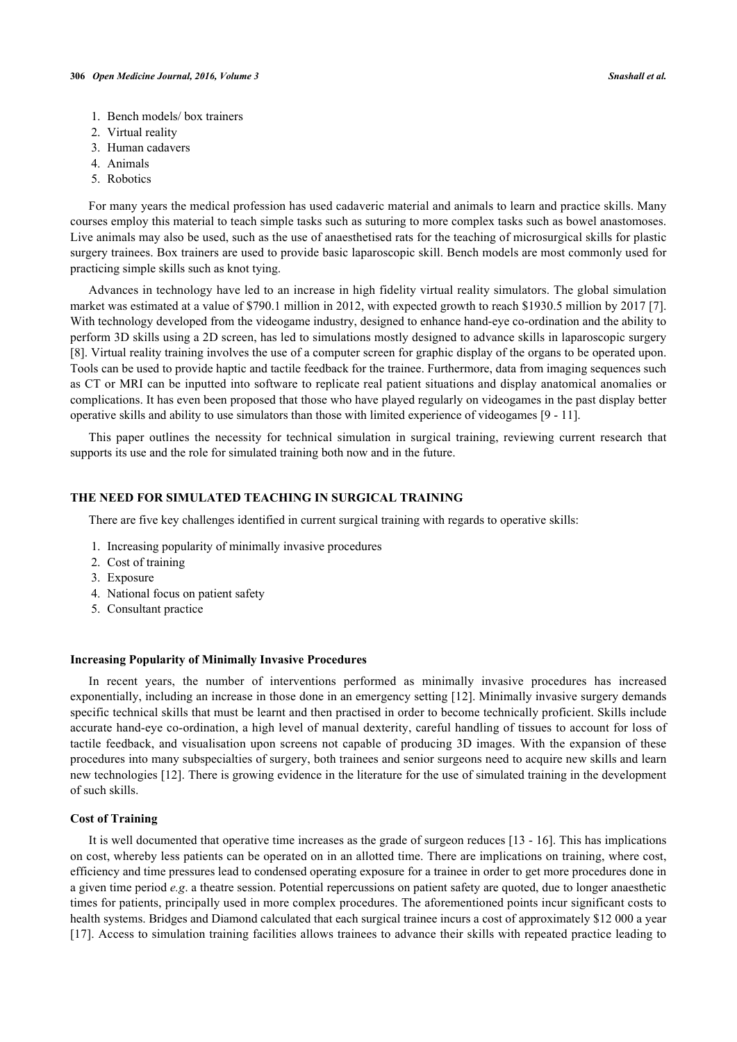1. Bench models/ box trainers
2. Virtual reality
3. Human cadavers
4. Animals
5. Robotics

For many years the medical profession has used cadaveric material and animals to learn and practice skills. Many courses employ this material to teach simple tasks such as suturing to more complex tasks such as bowel anastomoses. Live animals may also be used, such as the use of anaesthetised rats for the teaching of microsurgical skills for plastic surgery trainees. Box trainers are used to provide basic laparoscopic skill. Bench models are most commonly used for practicing simple skills such as knot tying.

Advances in technology have led to an increase in high fidelity virtual reality simulators. The global simulation market was estimated at a value of $790.1 million in 2012, with expected growth to reach $1930.5 million by 2017 [7]. With technology developed from the videogame industry, designed to enhance hand-eye co-ordination and the ability to perform 3D skills using a 2D screen, has led to simulations mostly designed to advance skills in laparoscopic surgery [8]. Virtual reality training involves the use of a computer screen for graphic display of the organs to be operated upon. Tools can be used to provide haptic and tactile feedback for the trainee. Furthermore, data from imaging sequences such as CT or MRI can be inputted into software to replicate real patient situations and display anatomical anomalies or complications. It has even been proposed that those who have played regularly on videogames in the past display better operative skills and ability to use simulators than those with limited experience of videogames [9 - 11].

This paper outlines the necessity for technical simulation in surgical training, reviewing current research that supports its use and the role for simulated training both now and in the future.

## THE NEED FOR SIMULATED TEACHING IN SURGICAL TRAINING

There are five key challenges identified in current surgical training with regards to operative skills:

1. Increasing popularity of minimally invasive procedures
2. Cost of training
3. Exposure
4. National focus on patient safety
5. Consultant practice

### Increasing Popularity of Minimally Invasive Procedures

In recent years, the number of interventions performed as minimally invasive procedures has increased exponentially, including an increase in those done in an emergency setting [12]. Minimally invasive surgery demands specific technical skills that must be learnt and then practised in order to become technically proficient. Skills include accurate hand-eye co-ordination, a high level of manual dexterity, careful handling of tissues to account for loss of tactile feedback, and visualisation upon screens not capable of producing 3D images. With the expansion of these procedures into many subspecialties of surgery, both trainees and senior surgeons need to acquire new skills and learn new technologies [12]. There is growing evidence in the literature for the use of simulated training in the development of such skills.

### Cost of Training

It is well documented that operative time increases as the grade of surgeon reduces [13 - 16]. This has implications on cost, whereby less patients can be operated on in an allotted time. There are implications on training, where cost, efficiency and time pressures lead to condensed operating exposure for a trainee in order to get more procedures done in a given time period *e.g*. a theatre session. Potential repercussions on patient safety are quoted, due to longer anaesthetic times for patients, principally used in more complex procedures. The aforementioned points incur significant costs to health systems. Bridges and Diamond calculated that each surgical trainee incurs a cost of approximately $12 000 a year [17]. Access to simulation training facilities allows trainees to advance their skills with repeated practice leading to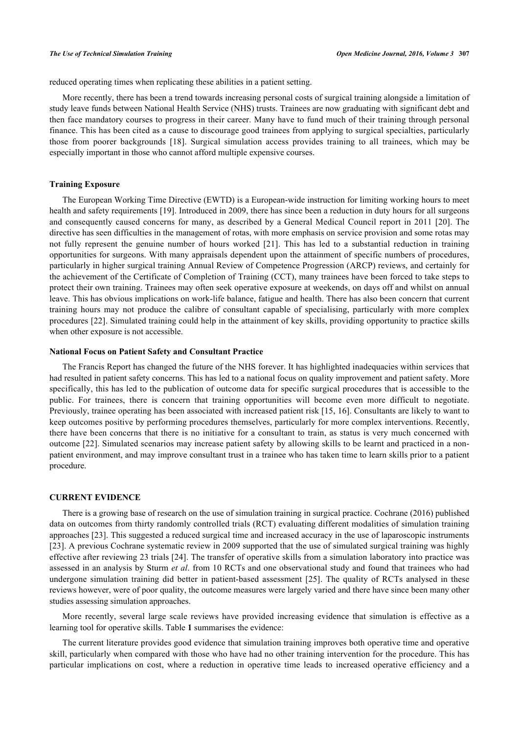reduced operating times when replicating these abilities in a patient setting.

More recently, there has been a trend towards increasing personal costs of surgical training alongside a limitation of study leave funds between National Health Service (NHS) trusts. Trainees are now graduating with significant debt and then face mandatory courses to progress in their career. Many have to fund much of their training through personal finance. This has been cited as a cause to discourage good trainees from applying to surgical specialties, particularly those from poorer backgrounds [18]. Surgical simulation access provides training to all trainees, which may be especially important in those who cannot afford multiple expensive courses.

### Training Exposure

The European Working Time Directive (EWTD) is a European-wide instruction for limiting working hours to meet health and safety requirements [19]. Introduced in 2009, there has since been a reduction in duty hours for all surgeons and consequently caused concerns for many, as described by a General Medical Council report in 2011 [20]. The directive has seen difficulties in the management of rotas, with more emphasis on service provision and some rotas may not fully represent the genuine number of hours worked [21]. This has led to a substantial reduction in training opportunities for surgeons. With many appraisals dependent upon the attainment of specific numbers of procedures, particularly in higher surgical training Annual Review of Competence Progression (ARCP) reviews, and certainly for the achievement of the Certificate of Completion of Training (CCT), many trainees have been forced to take steps to protect their own training. Trainees may often seek operative exposure at weekends, on days off and whilst on annual leave. This has obvious implications on work-life balance, fatigue and health. There has also been concern that current training hours may not produce the calibre of consultant capable of specialising, particularly with more complex procedures [22]. Simulated training could help in the attainment of key skills, providing opportunity to practice skills when other exposure is not accessible.

### National Focus on Patient Safety and Consultant Practice

The Francis Report has changed the future of the NHS forever. It has highlighted inadequacies within services that had resulted in patient safety concerns. This has led to a national focus on quality improvement and patient safety. More specifically, this has led to the publication of outcome data for specific surgical procedures that is accessible to the public. For trainees, there is concern that training opportunities will become even more difficult to negotiate. Previously, trainee operating has been associated with increased patient risk [15, 16]. Consultants are likely to want to keep outcomes positive by performing procedures themselves, particularly for more complex interventions. Recently, there have been concerns that there is no initiative for a consultant to train, as status is very much concerned with outcome [22]. Simulated scenarios may increase patient safety by allowing skills to be learnt and practiced in a non-patient environment, and may improve consultant trust in a trainee who has taken time to learn skills prior to a patient procedure.

## CURRENT EVIDENCE

There is a growing base of research on the use of simulation training in surgical practice. Cochrane (2016) published data on outcomes from thirty randomly controlled trials (RCT) evaluating different modalities of simulation training approaches [23]. This suggested a reduced surgical time and increased accuracy in the use of laparoscopic instruments [23]. A previous Cochrane systematic review in 2009 supported that the use of simulated surgical training was highly effective after reviewing 23 trials [24]. The transfer of operative skills from a simulation laboratory into practice was assessed in an analysis by Sturm *et al*. from 10 RCTs and one observational study and found that trainees who had undergone simulation training did better in patient-based assessment [25]. The quality of RCTs analysed in these reviews however, were of poor quality, the outcome measures were largely varied and there have since been many other studies assessing simulation approaches.

More recently, several large scale reviews have provided increasing evidence that simulation is effective as a learning tool for operative skills. Table **1** summarises the evidence:

The current literature provides good evidence that simulation training improves both operative time and operative skill, particularly when compared with those who have had no other training intervention for the procedure. This has particular implications on cost, where a reduction in operative time leads to increased operative efficiency and a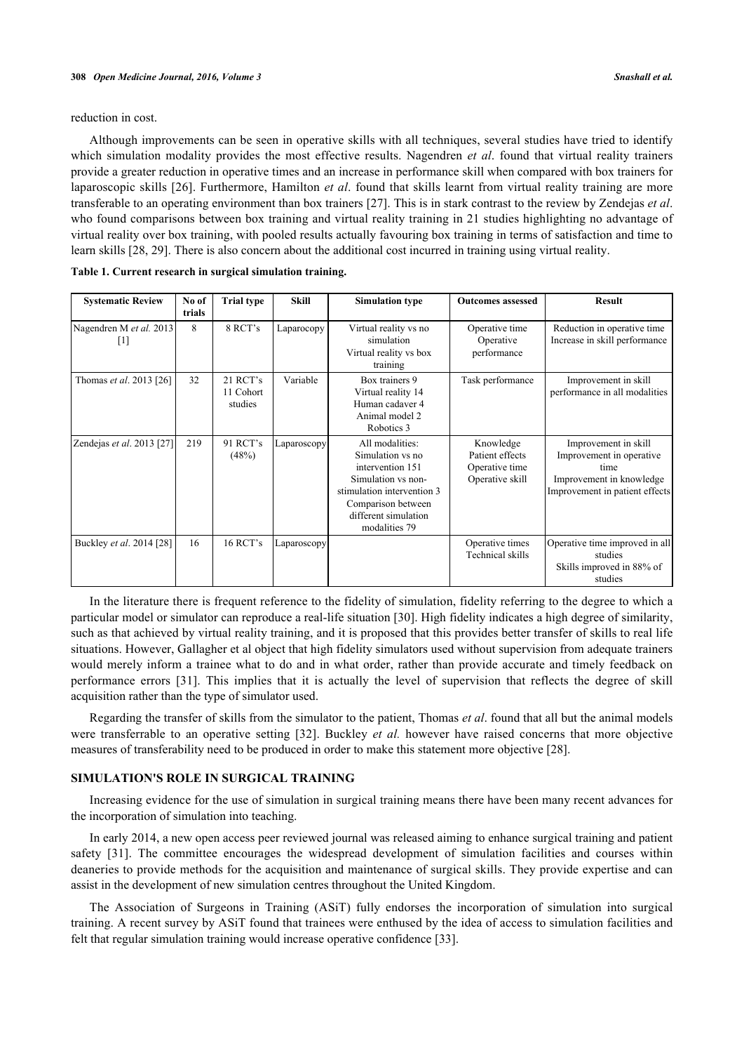reduction in cost.

Although improvements can be seen in operative skills with all techniques, several studies have tried to identify which simulation modality provides the most effective results. Nagendren *et al*. found that virtual reality trainers provide a greater reduction in operative times and an increase in performance skill when compared with box trainers for laparoscopic skills [26]. Furthermore, Hamilton *et al*. found that skills learnt from virtual reality training are more transferable to an operating environment than box trainers [27]. This is in stark contrast to the review by Zendejas *et al*. who found comparisons between box training and virtual reality training in 21 studies highlighting no advantage of virtual reality over box training, with pooled results actually favouring box training in terms of satisfaction and time to learn skills [28, 29]. There is also concern about the additional cost incurred in training using virtual reality.

**Table 1. Current research in surgical simulation training.**

| Systematic Review | No of trials | Trial type | Skill | Simulation type | Outcomes assessed | Result |
|---|---|---|---|---|---|---|
| Nagendren M *et al.* 2013 [1] | 8 | 8 RCT's | Laparocopy | Virtual reality vs no simulation<br>Virtual reality vs box training | Operative time<br>Operative performance | Reduction in operative time<br>Increase in skill performance |
| Thomas *et al*. 2013 [26] | 32 | 21 RCT's<br>11 Cohort studies | Variable | Box trainers 9<br>Virtual reality 14<br>Human cadaver 4<br>Animal model 2<br>Robotics 3 | Task performance | Improvement in skill performance in all modalities |
| Zendejas *et al*. 2013 [27] | 219 | 91 RCT's (48%) | Laparoscopy | All modalities:<br>Simulation vs no intervention 151<br>Simulation vs non-stimulation intervention 3<br>Comparison between different simulation modalities 79 | Knowledge<br>Patient effects<br>Operative time<br>Operative skill | Improvement in skill<br>Improvement in operative time<br>Improvement in knowledge<br>Improvement in patient effects |
| Buckley *et al*. 2014 [28] | 16 | 16 RCT's | Laparoscopy | | Operative times<br>Technical skills | Operative time improved in all studies<br>Skills improved in 88% of studies |

In the literature there is frequent reference to the fidelity of simulation, fidelity referring to the degree to which a particular model or simulator can reproduce a real-life situation [30]. High fidelity indicates a high degree of similarity, such as that achieved by virtual reality training, and it is proposed that this provides better transfer of skills to real life situations. However, Gallagher et al object that high fidelity simulators used without supervision from adequate trainers would merely inform a trainee what to do and in what order, rather than provide accurate and timely feedback on performance errors [31]. This implies that it is actually the level of supervision that reflects the degree of skill acquisition rather than the type of simulator used.

Regarding the transfer of skills from the simulator to the patient, Thomas *et al*. found that all but the animal models were transferrable to an operative setting [32]. Buckley *et al.* however have raised concerns that more objective measures of transferability need to be produced in order to make this statement more objective [28].

## SIMULATION'S ROLE IN SURGICAL TRAINING

Increasing evidence for the use of simulation in surgical training means there have been many recent advances for the incorporation of simulation into teaching.

In early 2014, a new open access peer reviewed journal was released aiming to enhance surgical training and patient safety [31]. The committee encourages the widespread development of simulation facilities and courses within deaneries to provide methods for the acquisition and maintenance of surgical skills. They provide expertise and can assist in the development of new simulation centres throughout the United Kingdom.

The Association of Surgeons in Training (ASiT) fully endorses the incorporation of simulation into surgical training. A recent survey by ASiT found that trainees were enthused by the idea of access to simulation facilities and felt that regular simulation training would increase operative confidence [33].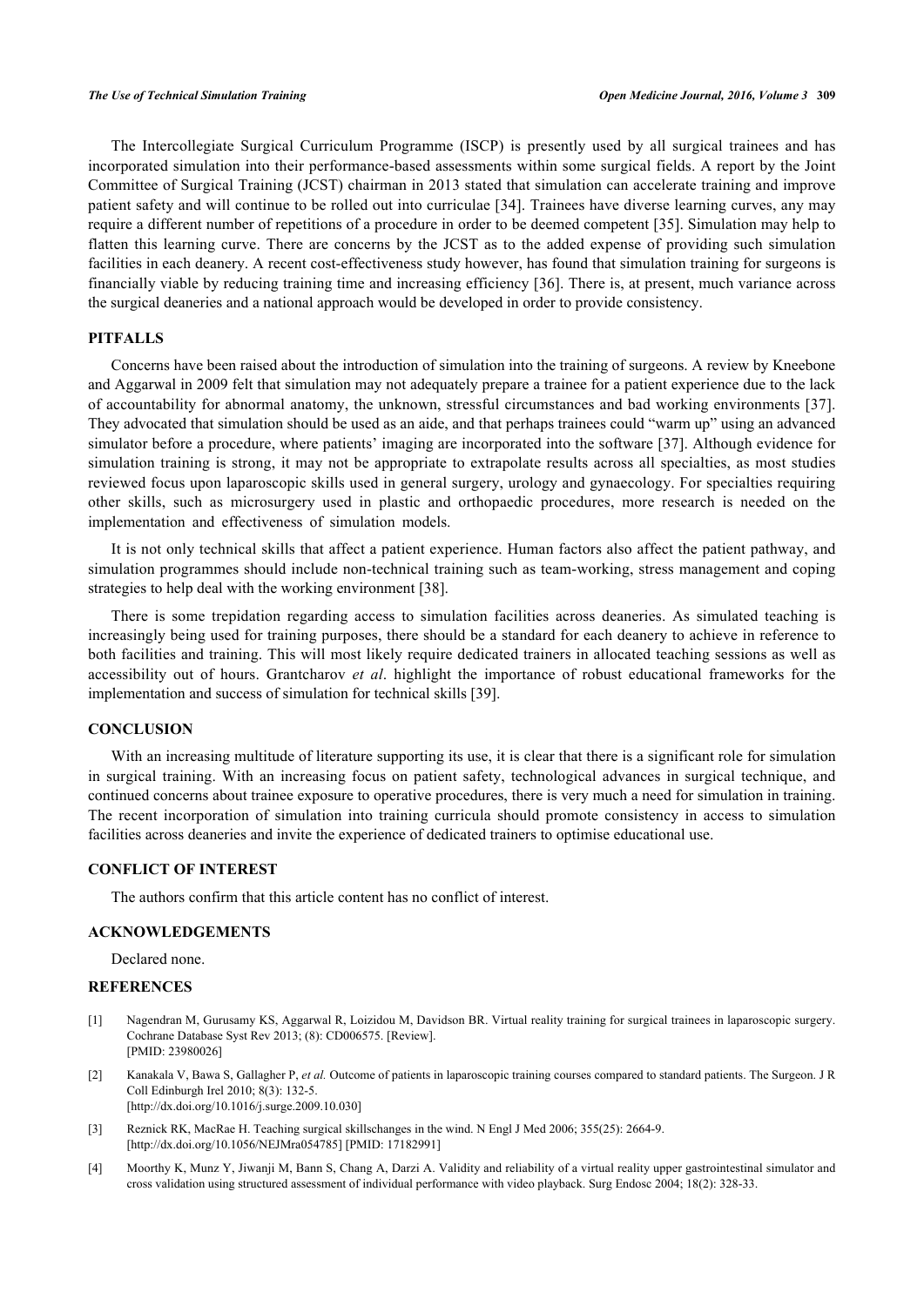The Intercollegiate Surgical Curriculum Programme (ISCP) is presently used by all surgical trainees and has incorporated simulation into their performance-based assessments within some surgical fields. A report by the Joint Committee of Surgical Training (JCST) chairman in 2013 stated that simulation can accelerate training and improve patient safety and will continue to be rolled out into curriculae [34]. Trainees have diverse learning curves, any may require a different number of repetitions of a procedure in order to be deemed competent [35]. Simulation may help to flatten this learning curve. There are concerns by the JCST as to the added expense of providing such simulation facilities in each deanery. A recent cost-effectiveness study however, has found that simulation training for surgeons is financially viable by reducing training time and increasing efficiency [36]. There is, at present, much variance across the surgical deaneries and a national approach would be developed in order to provide consistency.

## PITFALLS

Concerns have been raised about the introduction of simulation into the training of surgeons. A review by Kneebone and Aggarwal in 2009 felt that simulation may not adequately prepare a trainee for a patient experience due to the lack of accountability for abnormal anatomy, the unknown, stressful circumstances and bad working environments [37]. They advocated that simulation should be used as an aide, and that perhaps trainees could "warm up" using an advanced simulator before a procedure, where patients' imaging are incorporated into the software [37]. Although evidence for simulation training is strong, it may not be appropriate to extrapolate results across all specialties, as most studies reviewed focus upon laparoscopic skills used in general surgery, urology and gynaecology. For specialties requiring other skills, such as microsurgery used in plastic and orthopaedic procedures, more research is needed on the implementation and effectiveness of simulation models.

It is not only technical skills that affect a patient experience. Human factors also affect the patient pathway, and simulation programmes should include non-technical training such as team-working, stress management and coping strategies to help deal with the working environment [38].

There is some trepidation regarding access to simulation facilities across deaneries. As simulated teaching is increasingly being used for training purposes, there should be a standard for each deanery to achieve in reference to both facilities and training. This will most likely require dedicated trainers in allocated teaching sessions as well as accessibility out of hours. Grantcharov *et al*. highlight the importance of robust educational frameworks for the implementation and success of simulation for technical skills [39].

## CONCLUSION

With an increasing multitude of literature supporting its use, it is clear that there is a significant role for simulation in surgical training. With an increasing focus on patient safety, technological advances in surgical technique, and continued concerns about trainee exposure to operative procedures, there is very much a need for simulation in training. The recent incorporation of simulation into training curricula should promote consistency in access to simulation facilities across deaneries and invite the experience of dedicated trainers to optimise educational use.

## CONFLICT OF INTEREST

The authors confirm that this article content has no conflict of interest.

## ACKNOWLEDGEMENTS

Declared none.

## REFERENCES

[1] Nagendran M, Gurusamy KS, Aggarwal R, Loizidou M, Davidson BR. Virtual reality training for surgical trainees in laparoscopic surgery. Cochrane Database Syst Rev 2013; (8): CD006575. [Review]. [PMID: 23980026]

[2] Kanakala V, Bawa S, Gallagher P, *et al.* Outcome of patients in laparoscopic training courses compared to standard patients. The Surgeon. J R Coll Edinburgh Irel 2010; 8(3): 132-5. [http://dx.doi.org/10.1016/j.surge.2009.10.030]

[3] Reznick RK, MacRae H. Teaching surgical skillschanges in the wind. N Engl J Med 2006; 355(25): 2664-9. [http://dx.doi.org/10.1056/NEJMra054785] [PMID: 17182991]

[4] Moorthy K, Munz Y, Jiwanji M, Bann S, Chang A, Darzi A. Validity and reliability of a virtual reality upper gastrointestinal simulator and cross validation using structured assessment of individual performance with video playback. Surg Endosc 2004; 18(2): 328-33.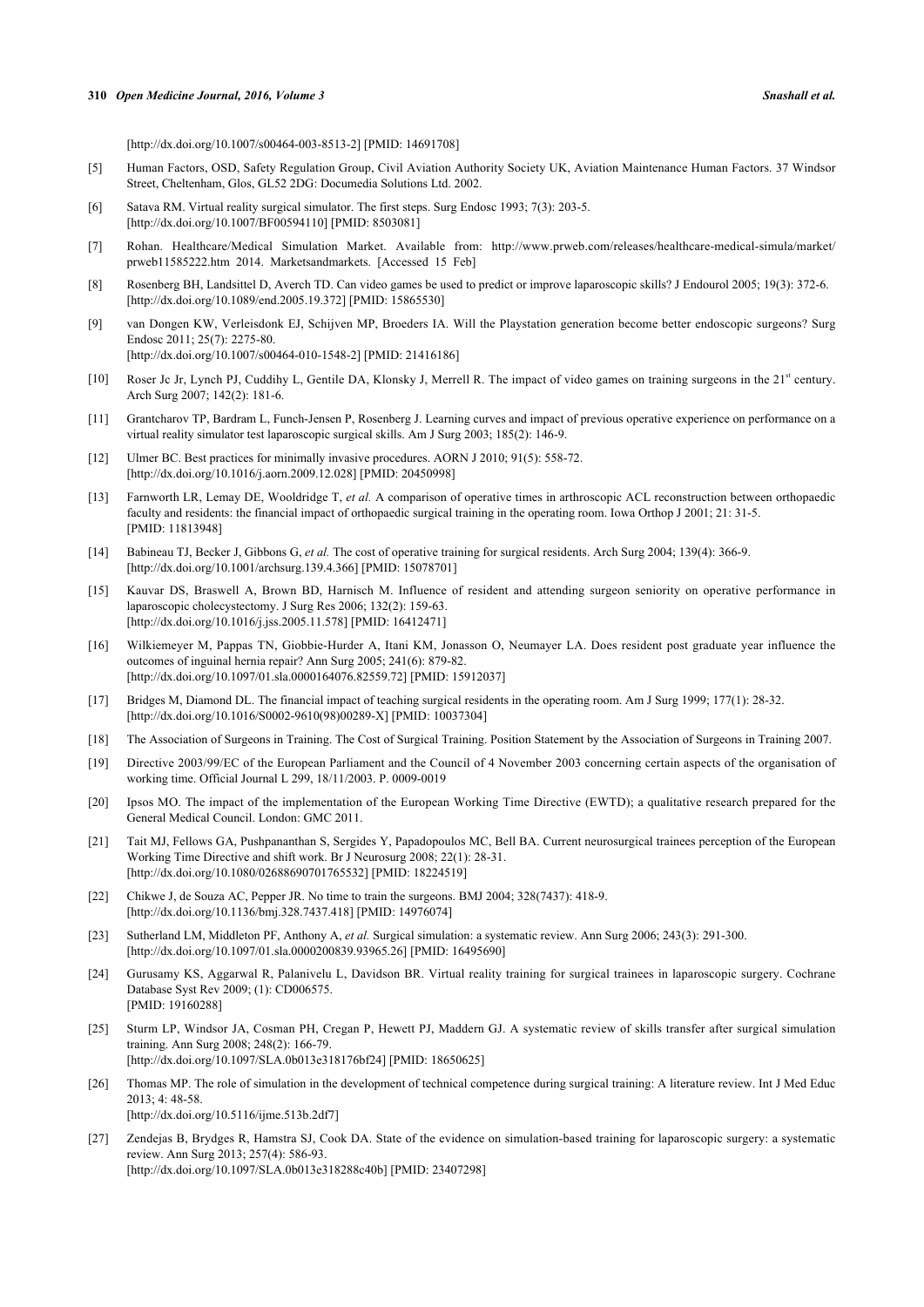[http://dx.doi.org/10.1007/s00464-003-8513-2] [PMID: 14691708]

[5] Human Factors, OSD, Safety Regulation Group, Civil Aviation Authority Society UK, Aviation Maintenance Human Factors. 37 Windsor Street, Cheltenham, Glos, GL52 2DG: Documedia Solutions Ltd. 2002.

[6] Satava RM. Virtual reality surgical simulator. The first steps. Surg Endosc 1993; 7(3): 203-5. [http://dx.doi.org/10.1007/BF00594110] [PMID: 8503081]

[7] Rohan. Healthcare/Medical Simulation Market. Available from: http://www.prweb.com/releases/healthcare-medical-simula/market/prweb11585222.htm 2014. Marketsandmarkets. [Accessed 15 Feb]

[8] Rosenberg BH, Landsittel D, Averch TD. Can video games be used to predict or improve laparoscopic skills? J Endourol 2005; 19(3): 372-6. [http://dx.doi.org/10.1089/end.2005.19.372] [PMID: 15865530]

[9] van Dongen KW, Verleisdonk EJ, Schijven MP, Broeders IA. Will the Playstation generation become better endoscopic surgeons? Surg Endosc 2011; 25(7): 2275-80.
[http://dx.doi.org/10.1007/s00464-010-1548-2] [PMID: 21416186]

[10] Roser Jc Jr, Lynch PJ, Cuddihy L, Gentile DA, Klonsky J, Merrell R. The impact of video games on training surgeons in the 21st century. Arch Surg 2007; 142(2): 181-6.

[11] Grantcharov TP, Bardram L, Funch-Jensen P, Rosenberg J. Learning curves and impact of previous operative experience on performance on a virtual reality simulator test laparoscopic surgical skills. Am J Surg 2003; 185(2): 146-9.

[12] Ulmer BC. Best practices for minimally invasive procedures. AORN J 2010; 91(5): 558-72.
[http://dx.doi.org/10.1016/j.aorn.2009.12.028] [PMID: 20450998]

[13] Farnworth LR, Lemay DE, Wooldridge T, *et al.* A comparison of operative times in arthroscopic ACL reconstruction between orthopaedic faculty and residents: the financial impact of orthopaedic surgical training in the operating room. Iowa Orthop J 2001; 21: 31-5.
[PMID: 11813948]

[14] Babineau TJ, Becker J, Gibbons G, *et al.* The cost of operative training for surgical residents. Arch Surg 2004; 139(4): 366-9.
[http://dx.doi.org/10.1001/archsurg.139.4.366] [PMID: 15078701]

[15] Kauvar DS, Braswell A, Brown BD, Harnisch M. Influence of resident and attending surgeon seniority on operative performance in laparoscopic cholecystectomy. J Surg Res 2006; 132(2): 159-63.
[http://dx.doi.org/10.1016/j.jss.2005.11.578] [PMID: 16412471]

[16] Wilkiemeyer M, Pappas TN, Giobbie-Hurder A, Itani KM, Jonasson O, Neumayer LA. Does resident post graduate year influence the outcomes of inguinal hernia repair? Ann Surg 2005; 241(6): 879-82.
[http://dx.doi.org/10.1097/01.sla.0000164076.82559.72] [PMID: 15912037]

[17] Bridges M, Diamond DL. The financial impact of teaching surgical residents in the operating room. Am J Surg 1999; 177(1): 28-32.
[http://dx.doi.org/10.1016/S0002-9610(98)00289-X] [PMID: 10037304]

[18] The Association of Surgeons in Training. The Cost of Surgical Training. Position Statement by the Association of Surgeons in Training 2007.

[19] Directive 2003/99/EC of the European Parliament and the Council of 4 November 2003 concerning certain aspects of the organisation of working time. Official Journal L 299, 18/11/2003. P. 0009-0019

[20] Ipsos MO. The impact of the implementation of the European Working Time Directive (EWTD); a qualitative research prepared for the General Medical Council. London: GMC 2011.

[21] Tait MJ, Fellows GA, Pushpananthan S, Sergides Y, Papadopoulos MC, Bell BA. Current neurosurgical trainees perception of the European Working Time Directive and shift work. Br J Neurosurg 2008; 22(1): 28-31.
[http://dx.doi.org/10.1080/02688690701765532] [PMID: 18224519]

[22] Chikwe J, de Souza AC, Pepper JR. No time to train the surgeons. BMJ 2004; 328(7437): 418-9.
[http://dx.doi.org/10.1136/bmj.328.7437.418] [PMID: 14976074]

[23] Sutherland LM, Middleton PF, Anthony A, *et al.* Surgical simulation: a systematic review. Ann Surg 2006; 243(3): 291-300.
[http://dx.doi.org/10.1097/01.sla.0000200839.93965.26] [PMID: 16495690]

[24] Gurusamy KS, Aggarwal R, Palanivelu L, Davidson BR. Virtual reality training for surgical trainees in laparoscopic surgery. Cochrane Database Syst Rev 2009; (1): CD006575.
[PMID: 19160288]

[25] Sturm LP, Windsor JA, Cosman PH, Cregan P, Hewett PJ, Maddern GJ. A systematic review of skills transfer after surgical simulation training. Ann Surg 2008; 248(2): 166-79.
[http://dx.doi.org/10.1097/SLA.0b013e318176bf24] [PMID: 18650625]

[26] Thomas MP. The role of simulation in the development of technical competence during surgical training: A literature review. Int J Med Educ 2013; 4: 48-58.
[http://dx.doi.org/10.5116/ijme.513b.2df7]

[27] Zendejas B, Brydges R, Hamstra SJ, Cook DA. State of the evidence on simulation-based training for laparoscopic surgery: a systematic review. Ann Surg 2013; 257(4): 586-93.
[http://dx.doi.org/10.1097/SLA.0b013e318288c40b] [PMID: 23407298]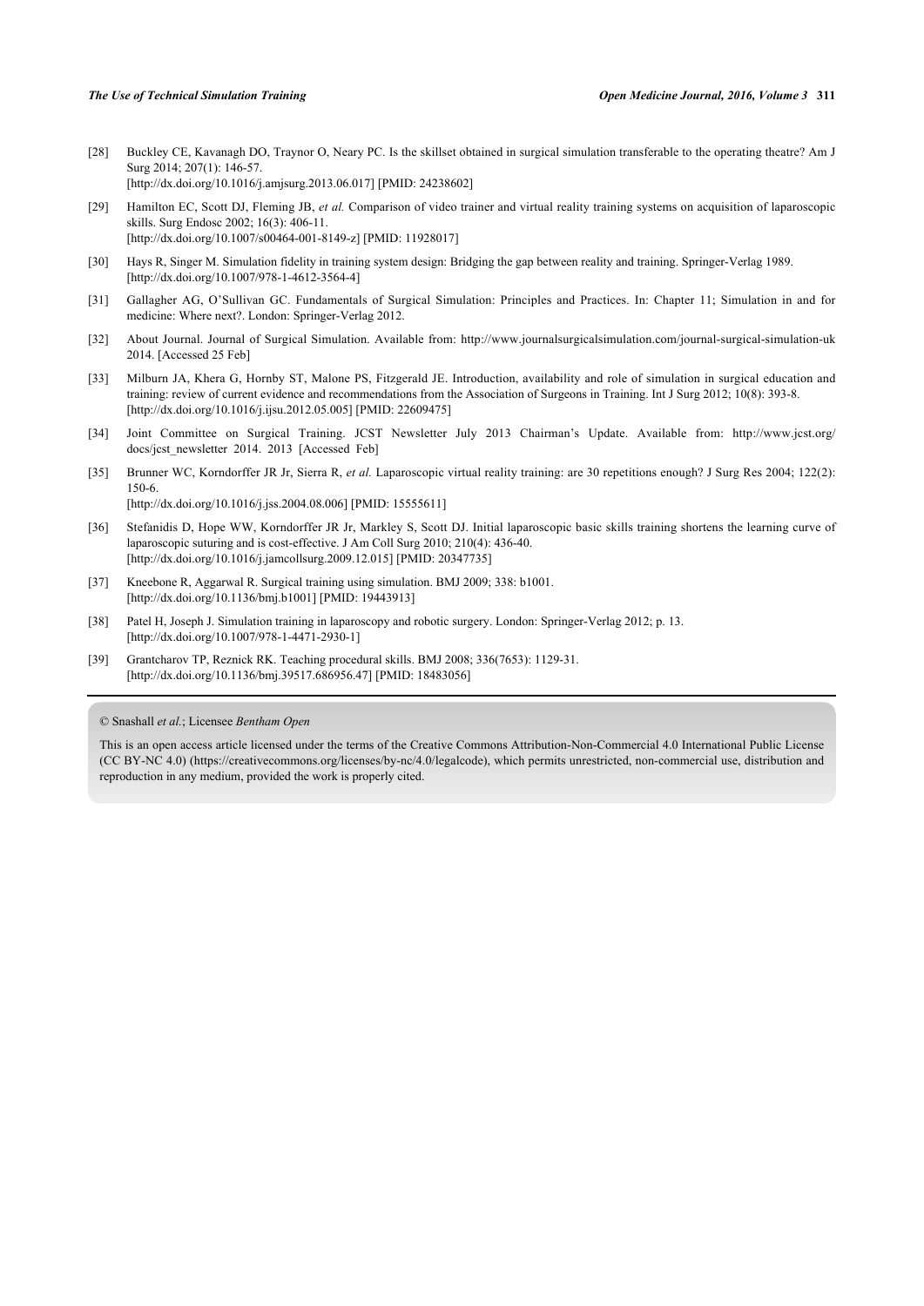[28] Buckley CE, Kavanagh DO, Traynor O, Neary PC. Is the skillset obtained in surgical simulation transferable to the operating theatre? Am J Surg 2014; 207(1): 146-57.
[http://dx.doi.org/10.1016/j.amjsurg.2013.06.017] [PMID: 24238602]

[29] Hamilton EC, Scott DJ, Fleming JB, *et al.* Comparison of video trainer and virtual reality training systems on acquisition of laparoscopic skills. Surg Endosc 2002; 16(3): 406-11.
[http://dx.doi.org/10.1007/s00464-001-8149-z] [PMID: 11928017]

[30] Hays R, Singer M. Simulation fidelity in training system design: Bridging the gap between reality and training. Springer-Verlag 1989.
[http://dx.doi.org/10.1007/978-1-4612-3564-4]

[31] Gallagher AG, O'Sullivan GC. Fundamentals of Surgical Simulation: Principles and Practices. In: Chapter 11; Simulation in and for medicine: Where next?. London: Springer-Verlag 2012.

[32] About Journal. Journal of Surgical Simulation. Available from: http://www.journalsurgicalsimulation.com/journal-surgical-simulation-uk 2014. [Accessed 25 Feb]

[33] Milburn JA, Khera G, Hornby ST, Malone PS, Fitzgerald JE. Introduction, availability and role of simulation in surgical education and training: review of current evidence and recommendations from the Association of Surgeons in Training. Int J Surg 2012; 10(8): 393-8.
[http://dx.doi.org/10.1016/j.ijsu.2012.05.005] [PMID: 22609475]

[34] Joint Committee on Surgical Training. JCST Newsletter July 2013 Chairman's Update. Available from: http://www.jcst.org/docs/jcst_newsletter 2014. 2013 [Accessed Feb]

[35] Brunner WC, Korndorffer JR Jr, Sierra R, *et al.* Laparoscopic virtual reality training: are 30 repetitions enough? J Surg Res 2004; 122(2): 150-6.
[http://dx.doi.org/10.1016/j.jss.2004.08.006] [PMID: 15555611]

[36] Stefanidis D, Hope WW, Korndorffer JR Jr, Markley S, Scott DJ. Initial laparoscopic basic skills training shortens the learning curve of laparoscopic suturing and is cost-effective. J Am Coll Surg 2010; 210(4): 436-40.
[http://dx.doi.org/10.1016/j.jamcollsurg.2009.12.015] [PMID: 20347735]

[37] Kneebone R, Aggarwal R. Surgical training using simulation. BMJ 2009; 338: b1001.
[http://dx.doi.org/10.1136/bmj.b1001] [PMID: 19443913]

[38] Patel H, Joseph J. Simulation training in laparoscopy and robotic surgery. London: Springer-Verlag 2012; p. 13.
[http://dx.doi.org/10.1007/978-1-4471-2930-1]

[39] Grantcharov TP, Reznick RK. Teaching procedural skills. BMJ 2008; 336(7653): 1129-31.
[http://dx.doi.org/10.1136/bmj.39517.686956.47] [PMID: 18483056]

---

© Snashall *et al.*; Licensee *Bentham Open*

This is an open access article licensed under the terms of the Creative Commons Attribution-Non-Commercial 4.0 International Public License (CC BY-NC 4.0) (https://creativecommons.org/licenses/by-nc/4.0/legalcode), which permits unrestricted, non-commercial use, distribution and reproduction in any medium, provided the work is properly cited.